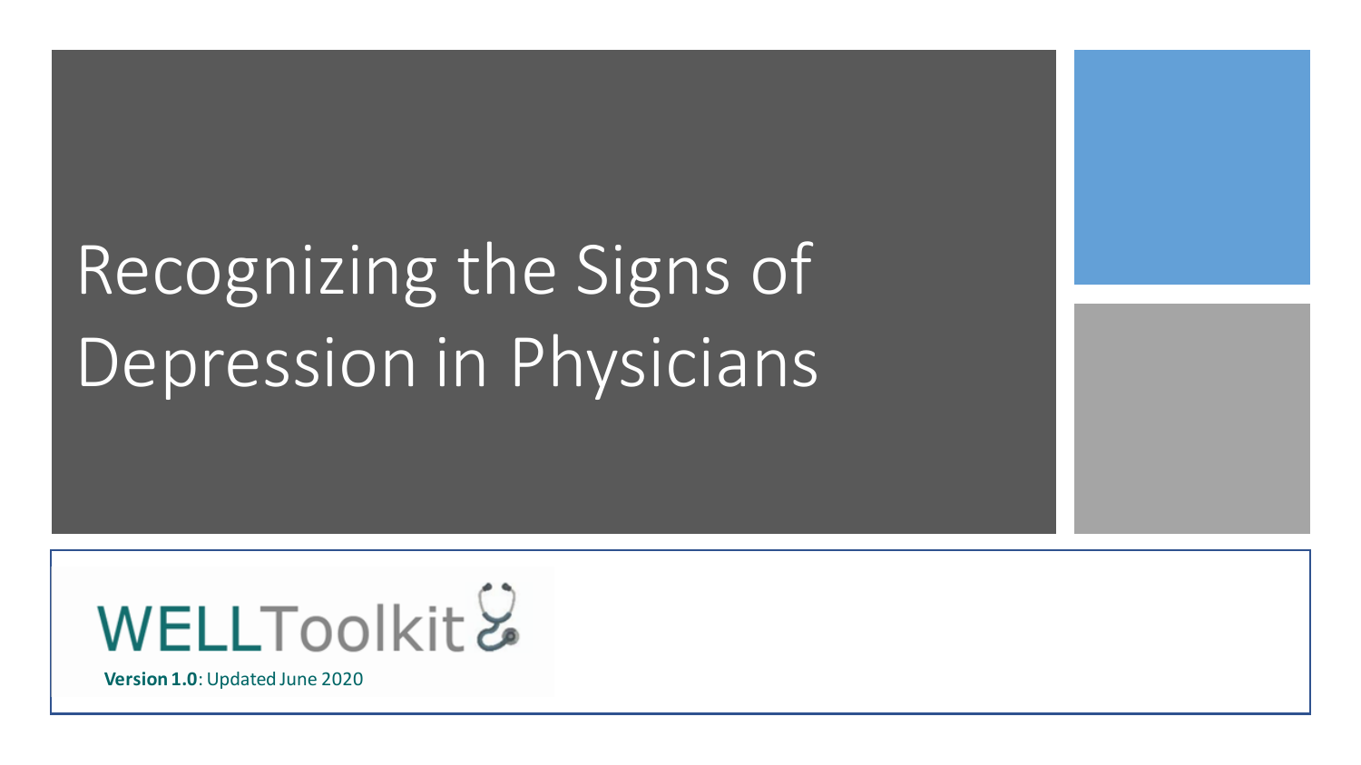# Recognizing the Signs of Depression in Physicians

WELLToolkit

**Version 1.0**: Updated June 2020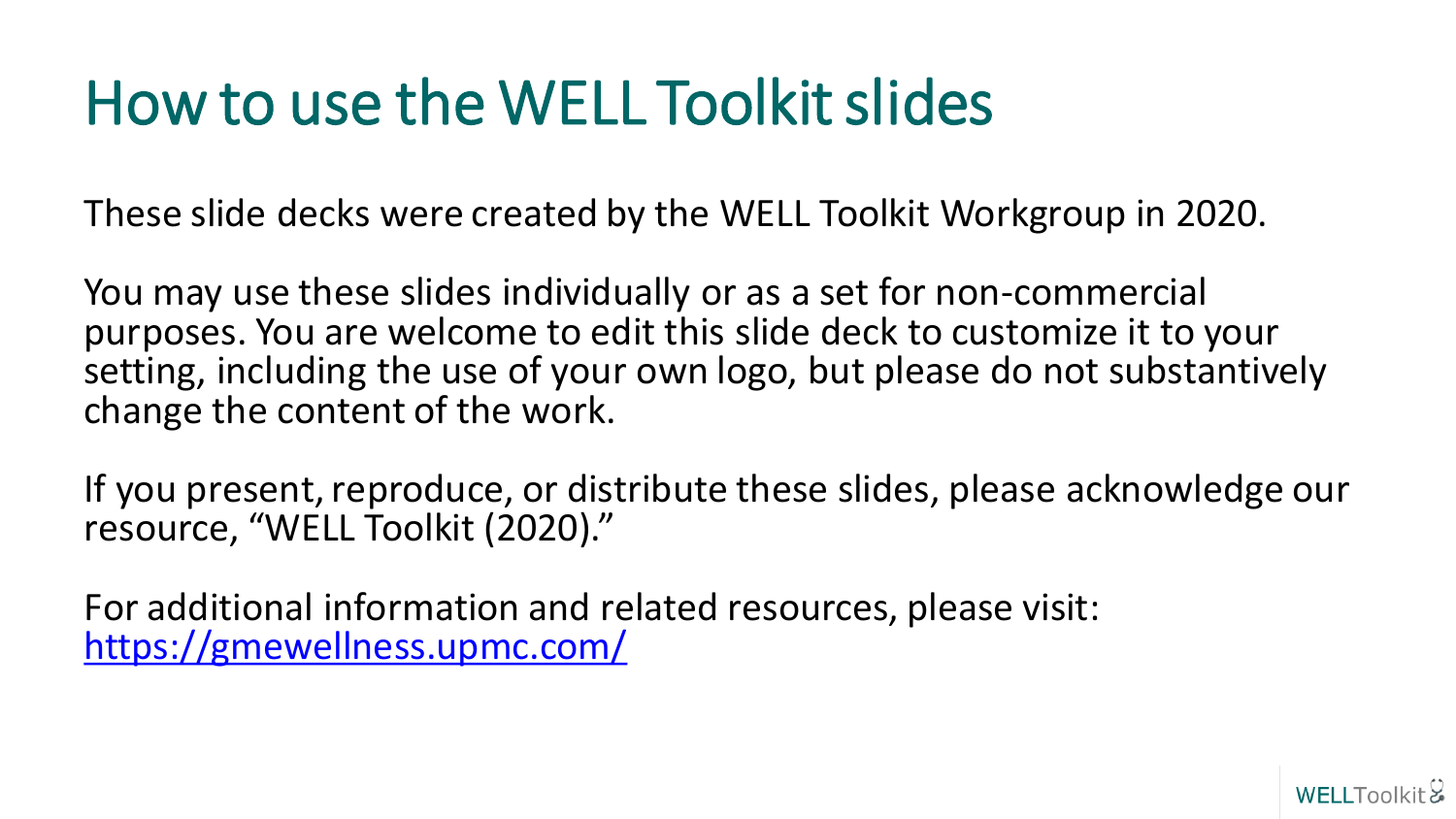# How to use the WELL Toolkit slides

These slide decks were created by the WELL Toolkit Workgroup in 2020.

You may use these slides individually or as a set for non-commercial purposes. You are welcome to edit this slide deck to customize it to your setting, including the use of your own logo, but please do not substantively change the content of the work.

If you present, reproduce, or distribute these slides, please acknowledge our resource, "WELL Toolkit (2020)."

For additional information and related resources, please visit: [https://gmewellness.upmc.com/](https://gmewellness.upmc.com/)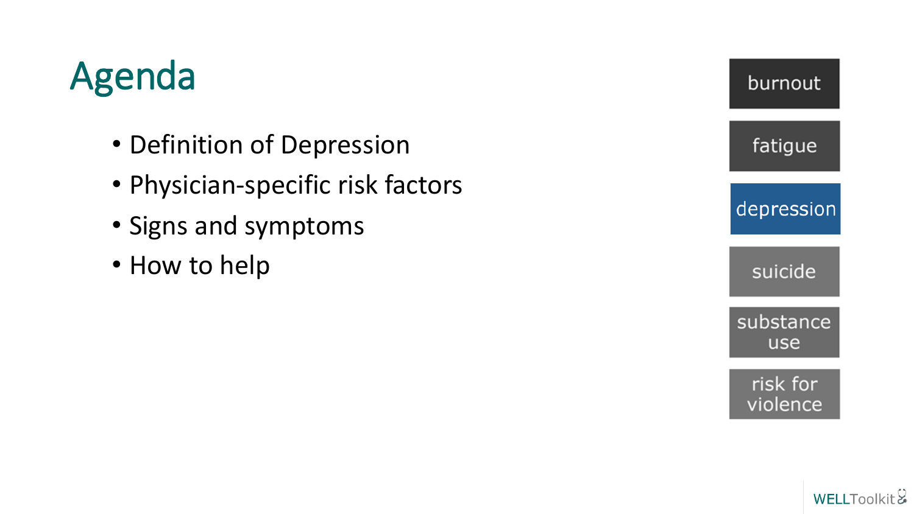# Agenda

- Definition of Depression
- Physician-specific risk factors
- Signs and symptoms
- How to help

burnout

fatigue

**depression**

suicide

substance use

risk for violence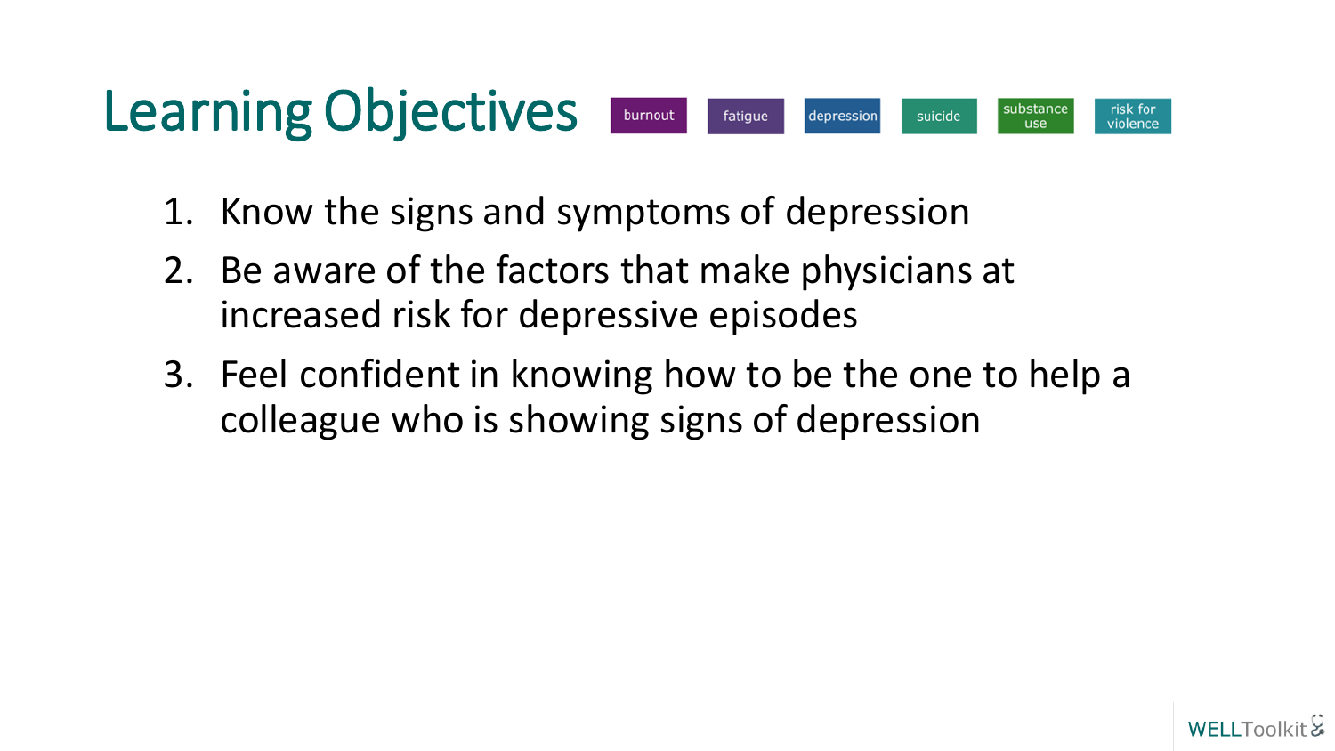# Learning Objectives

burnout | fatigue | depression | suicide | substance use | risk for violence

1. Know the signs and symptoms of depression
2. Be aware of the factors that make physicians at increased risk for depressive episodes
3. Feel confident in knowing how to be the one to help a colleague who is showing signs of depression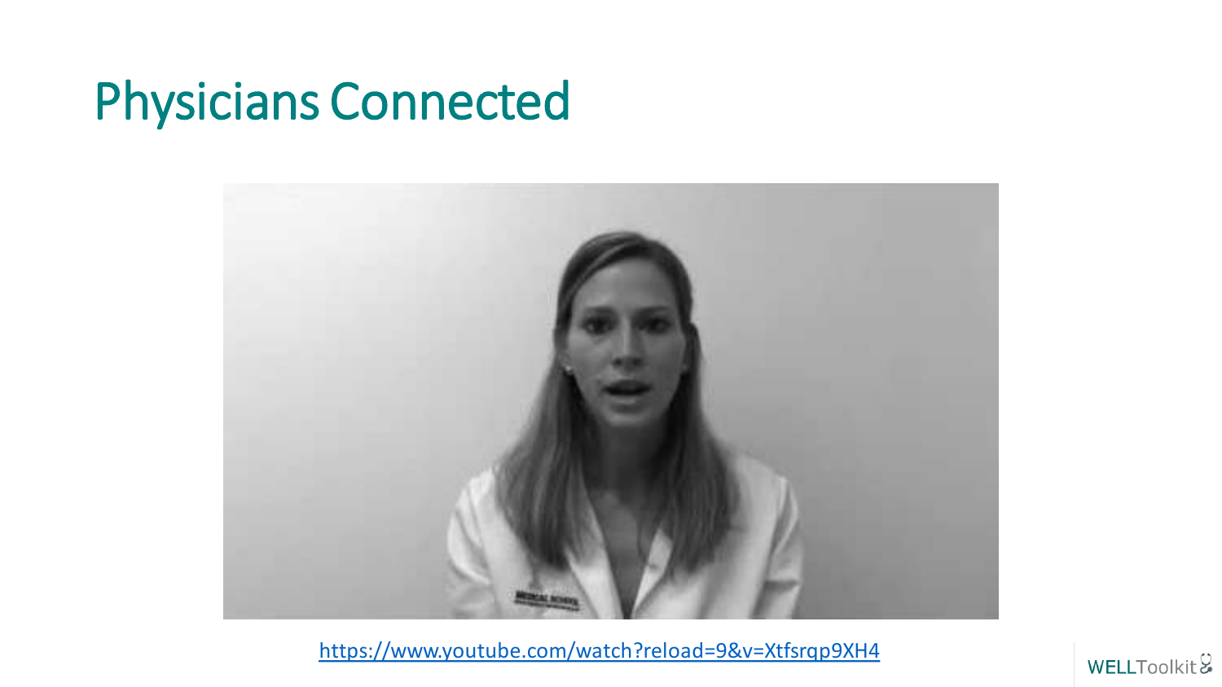# Physicians Connected

https://www.youtube.com/watch?reload=9&v=Xtfsrqp9XH4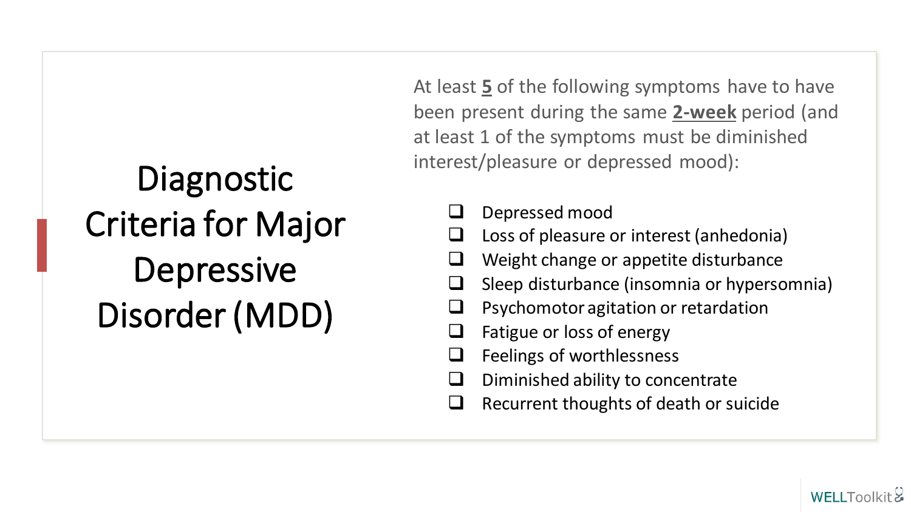# Diagnostic Criteria for Major Depressive Disorder (MDD)

At least **5** of the following symptoms have to have been present during the same **2-week** period (and at least 1 of the symptoms must be diminished interest/pleasure or depressed mood):

- ❑ Depressed mood
- ❑ Loss of pleasure or interest (anhedonia)
- ❑ Weight change or appetite disturbance
- ❑ Sleep disturbance (insomnia or hypersomnia)
- ❑ Psychomotor agitation or retardation
- ❑ Fatigue or loss of energy
- ❑ Feelings of worthlessness
- ❑ Diminished ability to concentrate
- ❑ Recurrent thoughts of death or suicide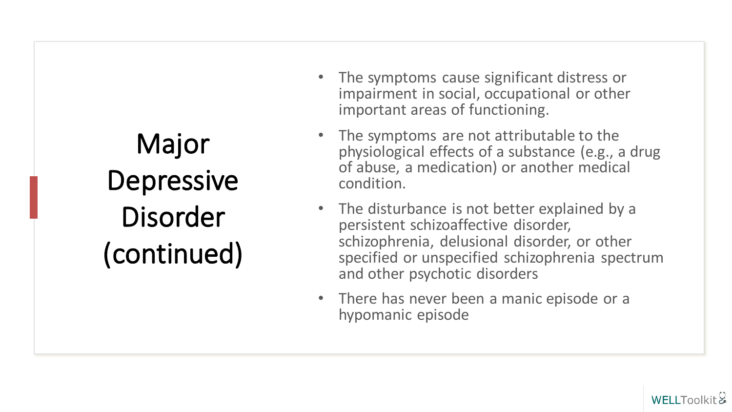# Major Depressive Disorder (continued)

- The symptoms cause significant distress or impairment in social, occupational or other important areas of functioning.
- The symptoms are not attributable to the physiological effects of a substance (e.g., a drug of abuse, a medication) or another medical condition.
- The disturbance is not better explained by a persistent schizoaffective disorder, schizophrenia, delusional disorder, or other specified or unspecified schizophrenia spectrum and other psychotic disorders
- There has never been a manic episode or a hypomanic episode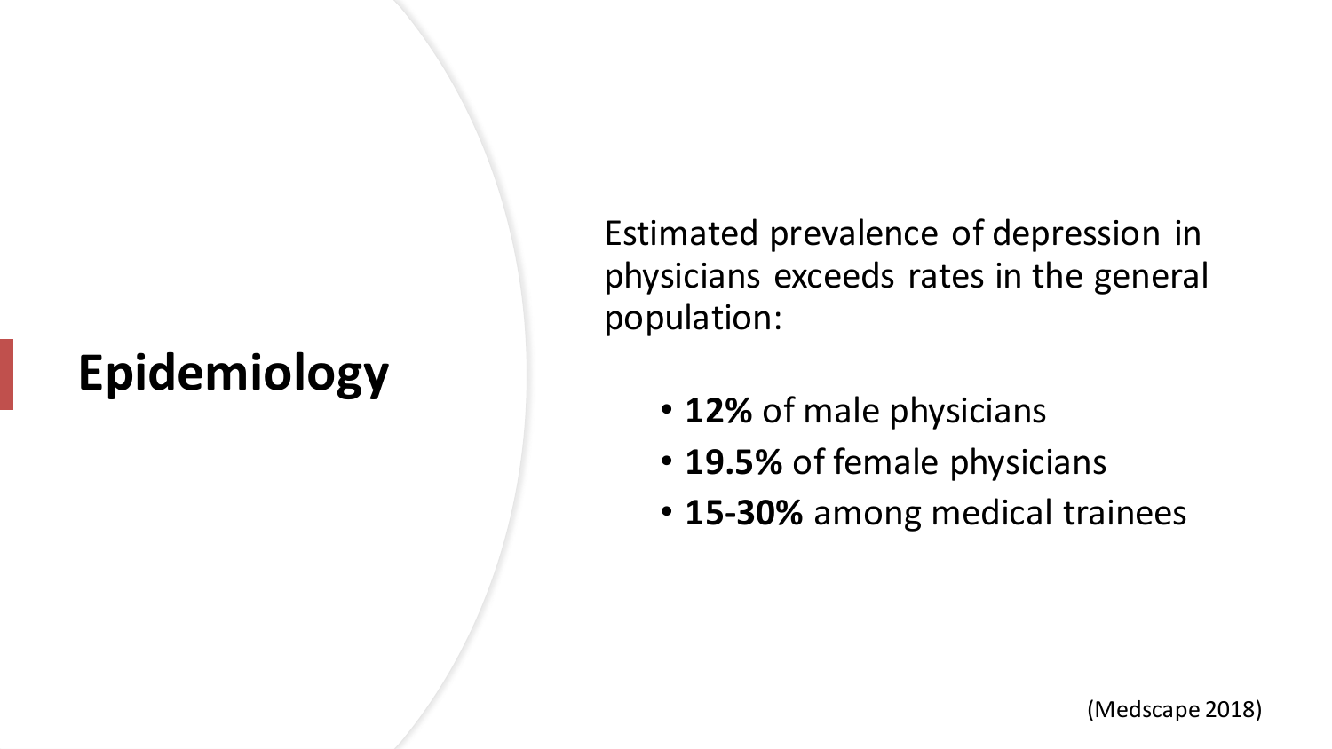# Epidemiology

Estimated prevalence of depression in physicians exceeds rates in the general population:

- **12%** of male physicians
- **19.5%** of female physicians
- **15-30%** among medical trainees

(Medscape 2018)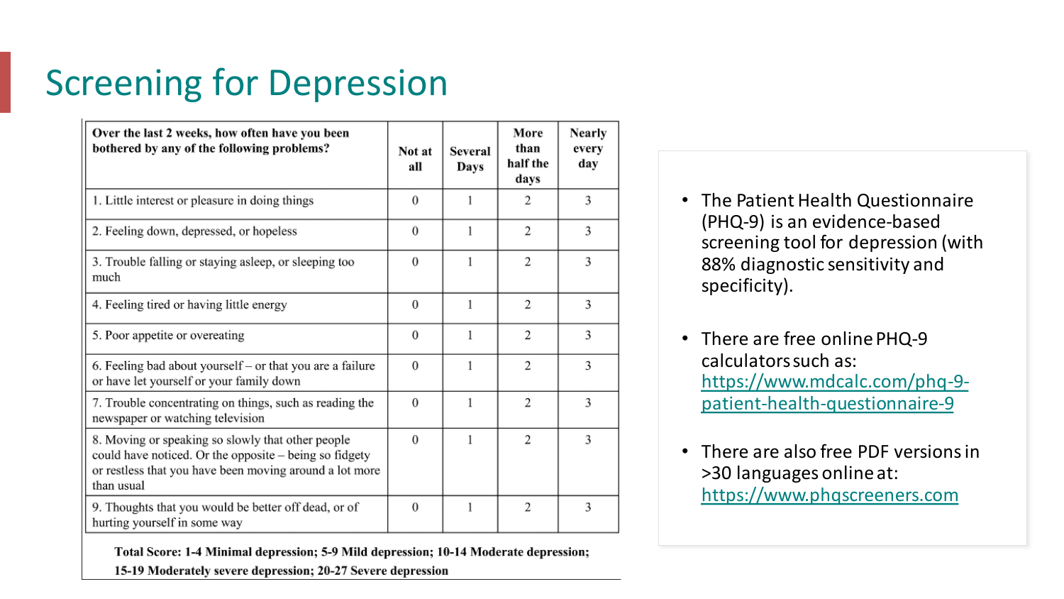# Screening for Depression

| Over the last 2 weeks, how often have you been bothered by any of the following problems? | Not at all | Several Days | More than half the days | Nearly every day |
|---|---|---|---|---|
| 1. Little interest or pleasure in doing things | 0 | 1 | 2 | 3 |
| 2. Feeling down, depressed, or hopeless | 0 | 1 | 2 | 3 |
| 3. Trouble falling or staying asleep, or sleeping too much | 0 | 1 | 2 | 3 |
| 4. Feeling tired or having little energy | 0 | 1 | 2 | 3 |
| 5. Poor appetite or overeating | 0 | 1 | 2 | 3 |
| 6. Feeling bad about yourself – or that you are a failure or have let yourself or your family down | 0 | 1 | 2 | 3 |
| 7. Trouble concentrating on things, such as reading the newspaper or watching television | 0 | 1 | 2 | 3 |
| 8. Moving or speaking so slowly that other people could have noticed. Or the opposite – being so fidgety or restless that you have been moving around a lot more than usual | 0 | 1 | 2 | 3 |
| 9. Thoughts that you would be better off dead, or of hurting yourself in some way | 0 | 1 | 2 | 3 |

**Total Score: 1-4 Minimal depression; 5-9 Mild depression; 10-14 Moderate depression; 15-19 Moderately severe depression; 20-27 Severe depression**

- The Patient Health Questionnaire (PHQ-9) is an evidence-based screening tool for depression (with 88% diagnostic sensitivity and specificity).
- There are free online PHQ-9 calculators such as: https://www.mdcalc.com/phq-9-patient-health-questionnaire-9
- There are also free PDF versions in >30 languages online at: https://www.phqscreeners.com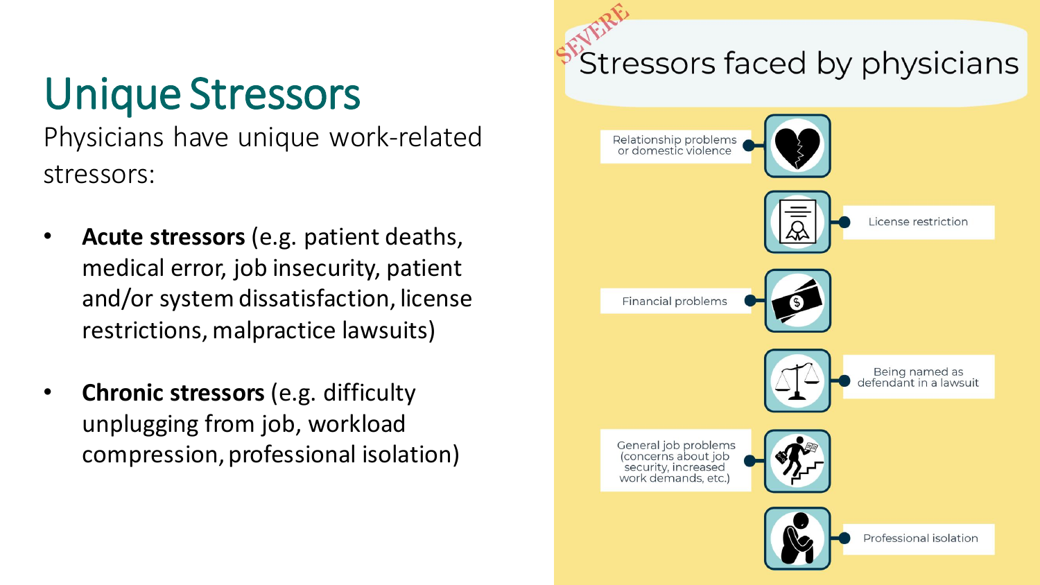# Unique Stressors

Physicians have unique work-related stressors:

- **Acute stressors** (e.g. patient deaths, medical error, job insecurity, patient and/or system dissatisfaction, license restrictions, malpractice lawsuits)
- **Chronic stressors** (e.g. difficulty unplugging from job, workload compression, professional isolation)

## SEVERE Stressors faced by physicians

- Relationship problems or domestic violence
- License restriction
- Financial problems
- Being named as defendant in a lawsuit
- General job problems (concerns about job security, increased work demands, etc.)
- Professional isolation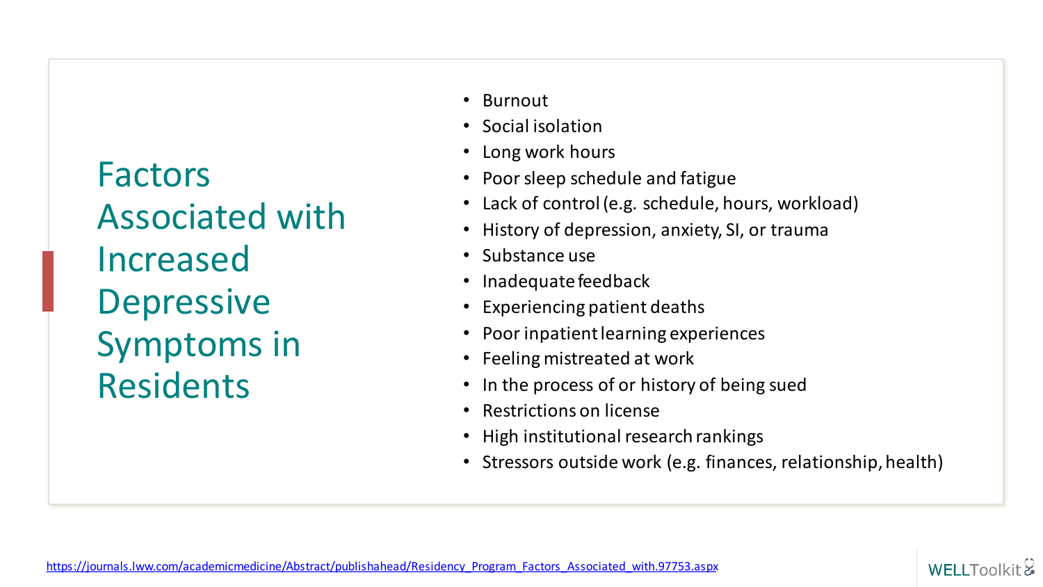# Factors Associated with Increased Depressive Symptoms in Residents

- Burnout
- Social isolation
- Long work hours
- Poor sleep schedule and fatigue
- Lack of control (e.g. schedule, hours, workload)
- History of depression, anxiety, SI, or trauma
- Substance use
- Inadequate feedback
- Experiencing patient deaths
- Poor inpatient learning experiences
- Feeling mistreated at work
- In the process of or history of being sued
- Restrictions on license
- High institutional research rankings
- Stressors outside work (e.g. finances, relationship, health)

https://journals.lww.com/academicmedicine/Abstract/publishahead/Residency_Program_Factors_Associated_with.97753.aspx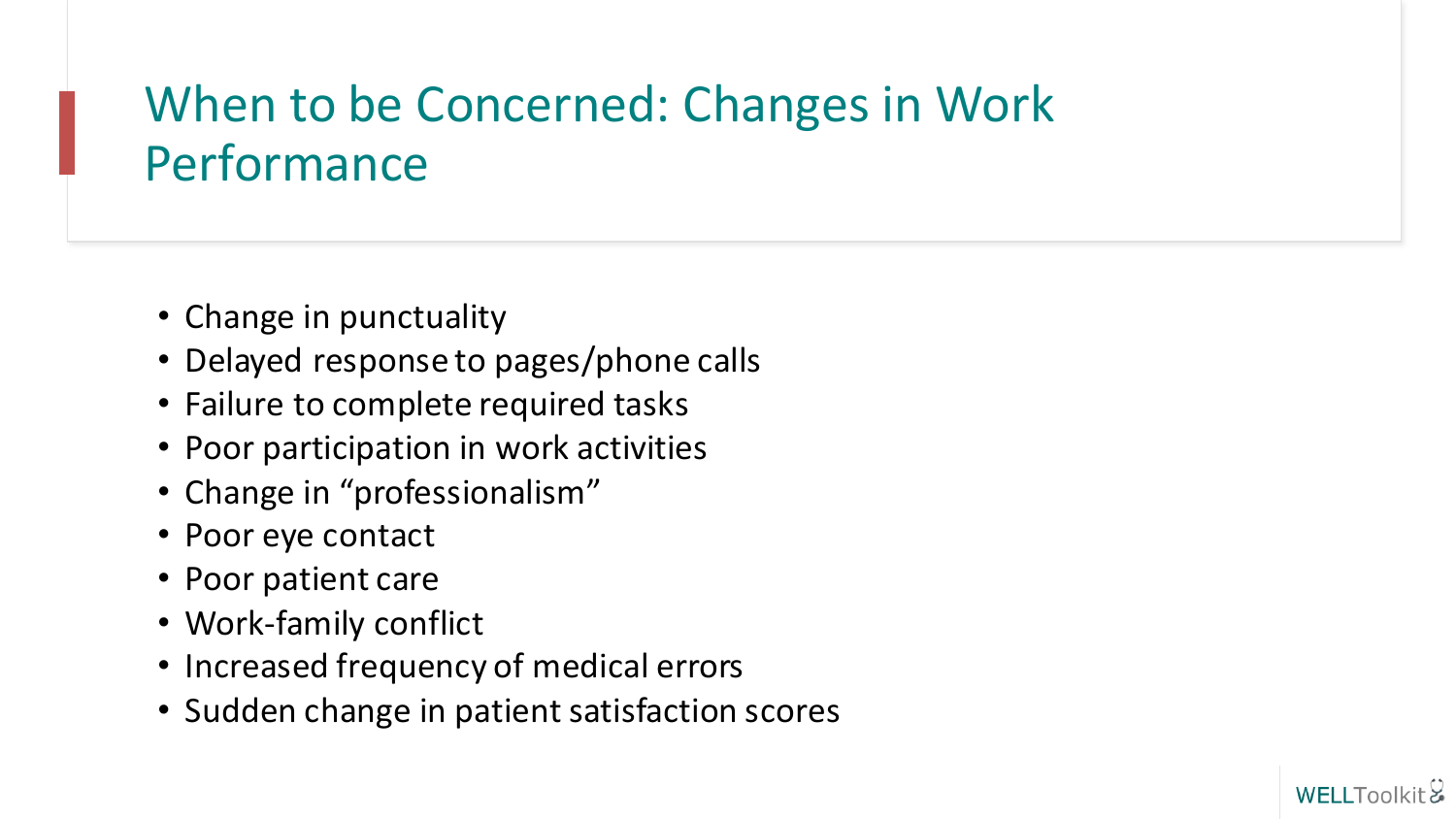# When to be Concerned: Changes in Work Performance

- Change in punctuality
- Delayed response to pages/phone calls
- Failure to complete required tasks
- Poor participation in work activities
- Change in “professionalism”
- Poor eye contact
- Poor patient care
- Work-family conflict
- Increased frequency of medical errors
- Sudden change in patient satisfaction scores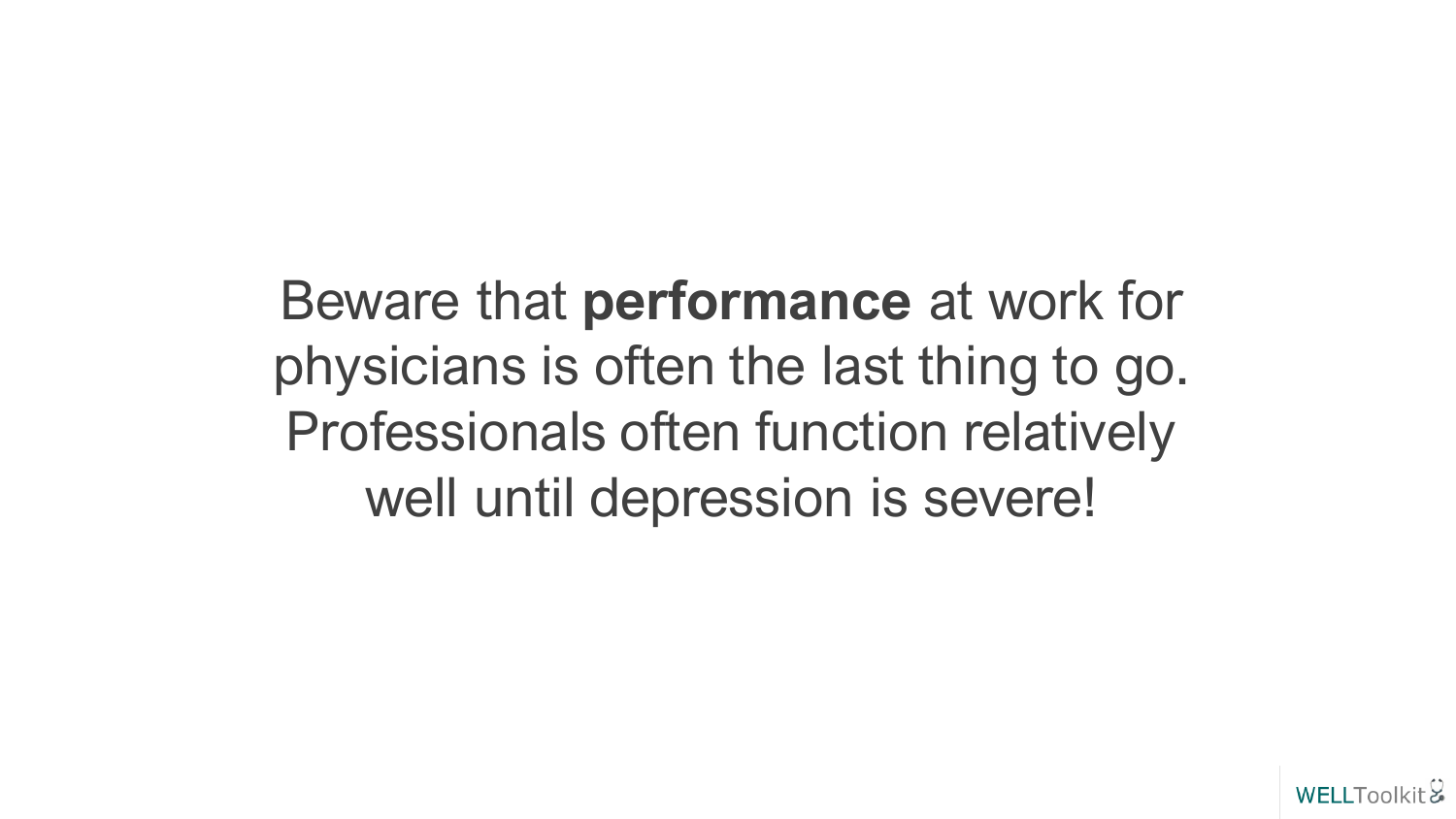Beware that **performance** at work for physicians is often the last thing to go. Professionals often function relatively well until depression is severe!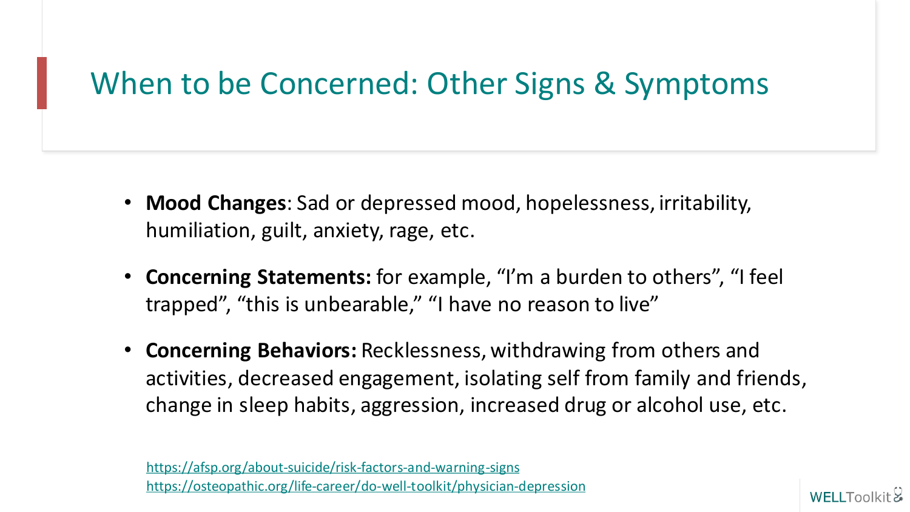# When to be Concerned: Other Signs & Symptoms

- **Mood Changes**: Sad or depressed mood, hopelessness, irritability, humiliation, guilt, anxiety, rage, etc.
- **Concerning Statements:** for example, "I'm a burden to others", "I feel trapped", "this is unbearable," "I have no reason to live"
- **Concerning Behaviors:** Recklessness, withdrawing from others and activities, decreased engagement, isolating self from family and friends, change in sleep habits, aggression, increased drug or alcohol use, etc.

https://afsp.org/about-suicide/risk-factors-and-warning-signs
https://osteopathic.org/life-career/do-well-toolkit/physician-depression

WELLToolkit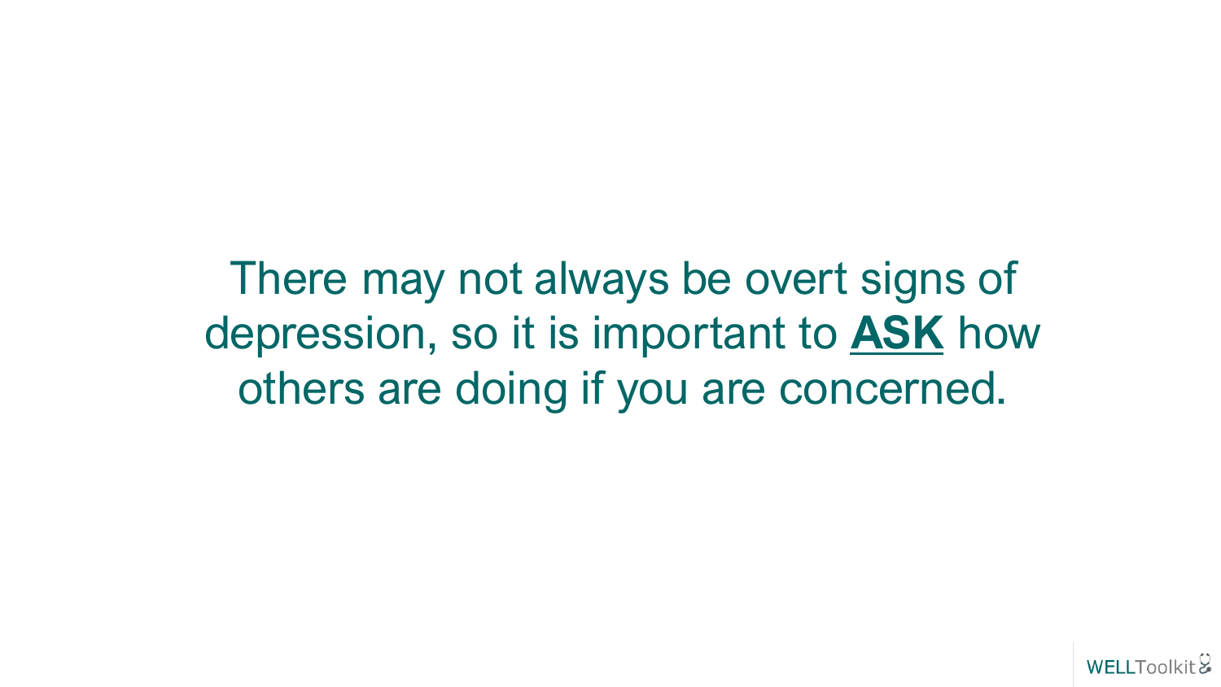There may not always be overt signs of depression, so it is important to **ASK** how others are doing if you are concerned.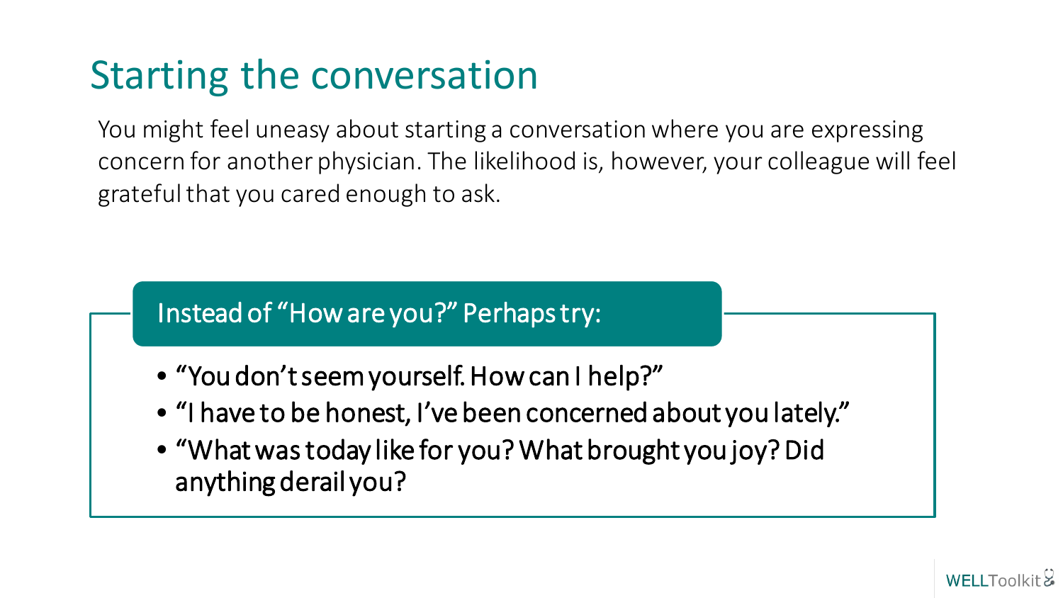# Starting the conversation

You might feel uneasy about starting a conversation where you are expressing concern for another physician. The likelihood is, however, your colleague will feel grateful that you cared enough to ask.

**Instead of "How are you?" Perhaps try:**

- "You don't seem yourself. How can I help?"
- "I have to be honest, I've been concerned about you lately."
- "What was today like for you? What brought you joy? Did anything derail you?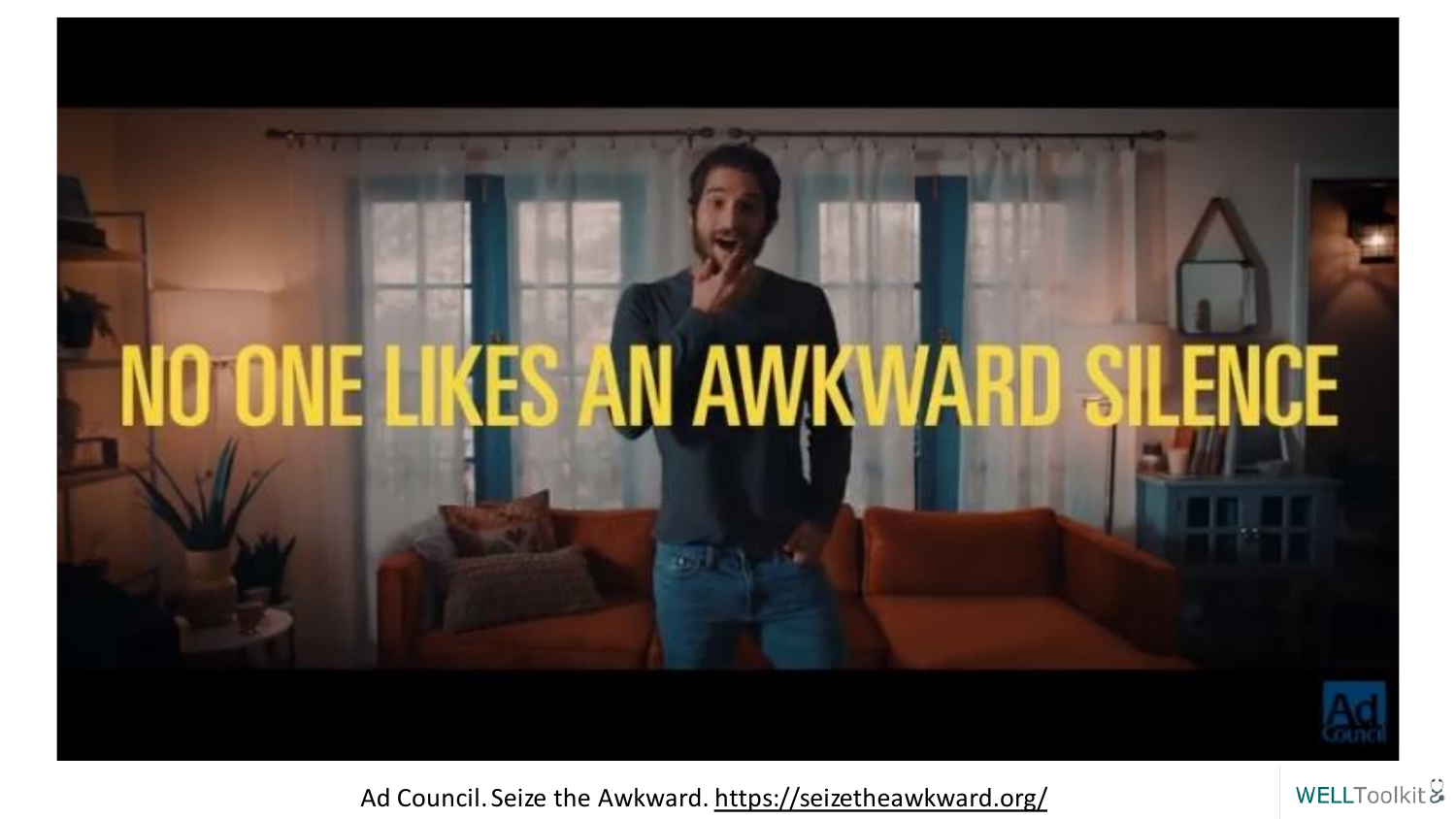NO ONE LIKES AN AWKWARD SILENCE

Ad Council. Seize the Awkward. https://seizetheawkward.org/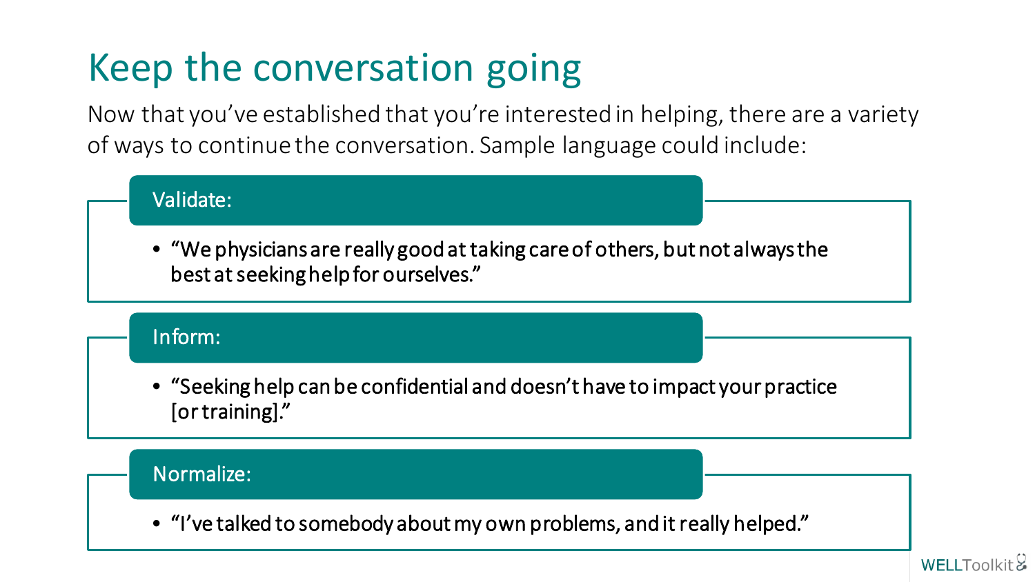# Keep the conversation going

Now that you've established that you're interested in helping, there are a variety of ways to continue the conversation. Sample language could include:

**Validate:**

- "We physicians are really good at taking care of others, but not always the best at seeking help for ourselves."

**Inform:**

- "Seeking help can be confidential and doesn't have to impact your practice [or training]."

**Normalize:**

- "I've talked to somebody about my own problems, and it really helped."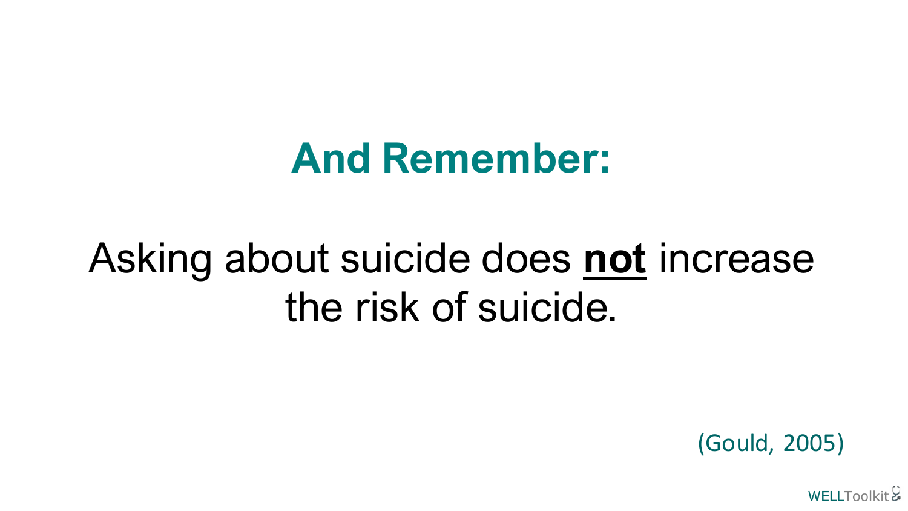## And Remember:

Asking about suicide does **<u>not</u>** increase the risk of suicide.

(Gould, 2005)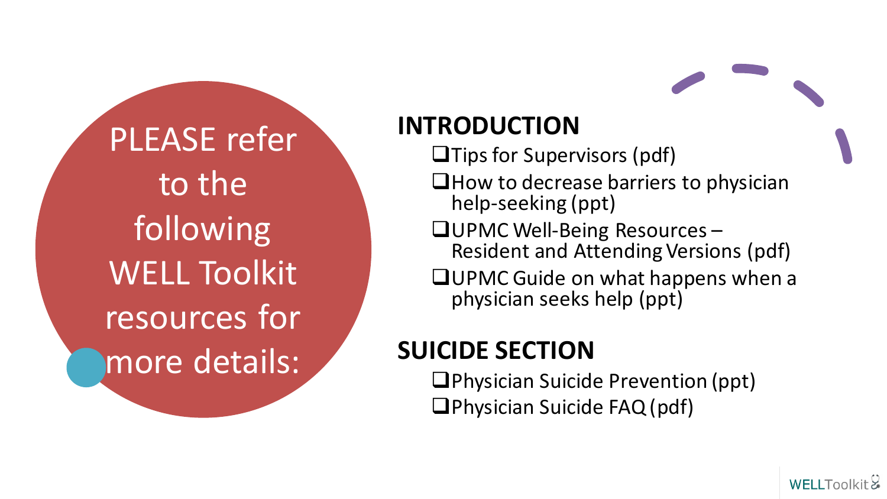PLEASE refer to the following WELL Toolkit resources for more details:

## INTRODUCTION

- Tips for Supervisors (pdf)
- How to decrease barriers to physician help-seeking (ppt)
- UPMC Well-Being Resources – Resident and Attending Versions (pdf)
- UPMC Guide on what happens when a physician seeks help (ppt)

## SUICIDE SECTION

- Physician Suicide Prevention (ppt)
- Physician Suicide FAQ (pdf)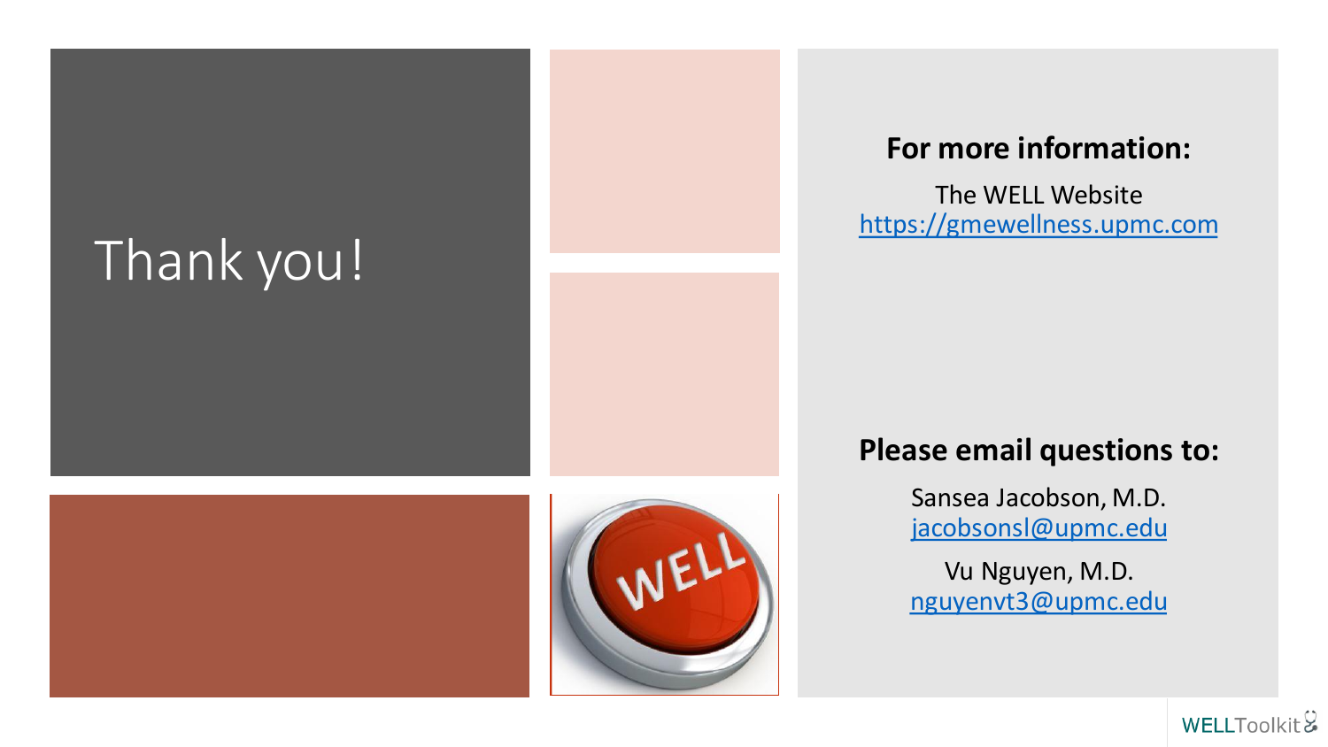# Thank you!

**For more information:**

The WELL Website
https://gmewellness.upmc.com

**Please email questions to:**

Sansea Jacobson, M.D.
jacobsonsl@upmc.edu

Vu Nguyen, M.D.
nguyenvt3@upmc.edu